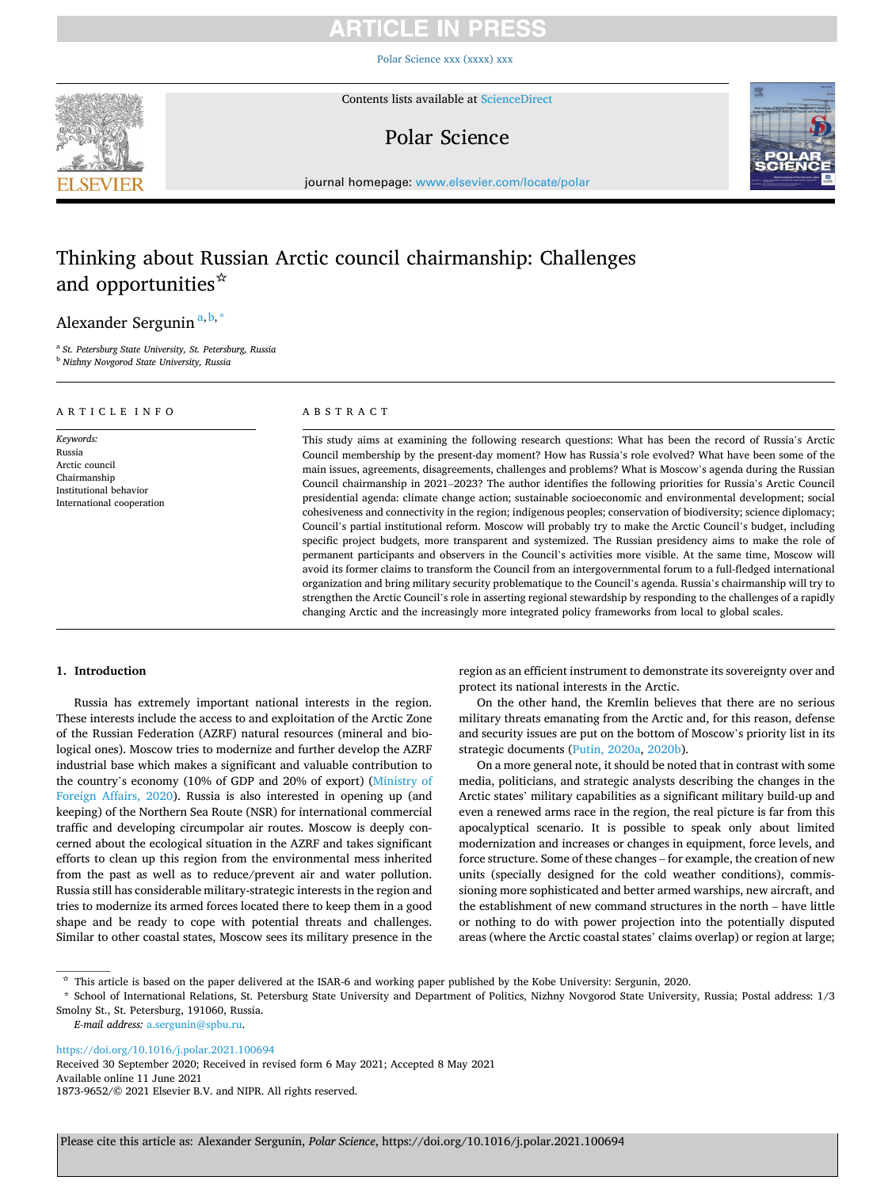# Thinking about Russian Arctic council chairmanship: Challenges and opportunities ☆

Alexander Sergunin [a,b,*]

[a] St. Petersburg State University, St. Petersburg, Russia
[b] Nizhny Novgorod State University, Russia

ARTICLE INFO

*Keywords:*
Russia
Arctic council
Chairmanship
Institutional behavior
International cooperation

ABSTRACT

This study aims at examining the following research questions: What has been the record of Russia's Arctic Council membership by the present-day moment? How has Russia's role evolved? What have been some of the main issues, agreements, disagreements, challenges and problems? What is Moscow's agenda during the Russian Council chairmanship in 2021–2023? The author identifies the following priorities for Russia's Arctic Council presidential agenda: climate change action; sustainable socioeconomic and environmental development; social cohesiveness and connectivity in the region; indigenous peoples; conservation of biodiversity; science diplomacy; Council's partial institutional reform. Moscow will probably try to make the Arctic Council's budget, including specific project budgets, more transparent and systemized. The Russian presidency aims to make the role of permanent participants and observers in the Council's activities more visible. At the same time, Moscow will avoid its former claims to transform the Council from an intergovernmental forum to a full-fledged international organization and bring military security problematique to the Council's agenda. Russia's chairmanship will try to strengthen the Arctic Council's role in asserting regional stewardship by responding to the challenges of a rapidly changing Arctic and the increasingly more integrated policy frameworks from local to global scales.

## 1. Introduction

Russia has extremely important national interests in the region. These interests include the access to and exploitation of the Arctic Zone of the Russian Federation (AZRF) natural resources (mineral and biological ones). Moscow tries to modernize and further develop the AZRF industrial base which makes a significant and valuable contribution to the country's economy (10% of GDP and 20% of export) (Ministry of Foreign Affairs, 2020). Russia is also interested in opening up (and keeping) of the Northern Sea Route (NSR) for international commercial traffic and developing circumpolar air routes. Moscow is deeply concerned about the ecological situation in the AZRF and takes significant efforts to clean up this region from the environmental mess inherited from the past as well as to reduce/prevent air and water pollution. Russia still has considerable military-strategic interests in the region and tries to modernize its armed forces located there to keep them in a good shape and be ready to cope with potential threats and challenges. Similar to other coastal states, Moscow sees its military presence in the region as an efficient instrument to demonstrate its sovereignty over and protect its national interests in the Arctic.

On the other hand, the Kremlin believes that there are no serious military threats emanating from the Arctic and, for this reason, defense and security issues are put on the bottom of Moscow's priority list in its strategic documents (Putin, 2020a, 2020b).

On a more general note, it should be noted that in contrast with some media, politicians, and strategic analysts describing the changes in the Arctic states' military capabilities as a significant military build-up and even a renewed arms race in the region, the real picture is far from this apocalyptical scenario. It is possible to speak only about limited modernization and increases or changes in equipment, force levels, and force structure. Some of these changes – for example, the creation of new units (specially designed for the cold weather conditions), commissioning more sophisticated and better armed warships, new aircraft, and the establishment of new command structures in the north – have little or nothing to do with power projection into the potentially disputed areas (where the Arctic coastal states' claims overlap) or region at large;

☆ This article is based on the paper delivered at the ISAR-6 and working paper published by the Kobe University: Sergunin, 2020.

\* School of International Relations, St. Petersburg State University and Department of Politics, Nizhny Novgorod State University, Russia; Postal address: 1/3 Smolny St., St. Petersburg, 191060, Russia.

*E-mail address:* a.sergunin@spbu.ru.

https://doi.org/10.1016/j.polar.2021.100694
Received 30 September 2020; Received in revised form 6 May 2021; Accepted 8 May 2021
Available online 11 June 2021
1873-9652/© 2021 Elsevier B.V. and NIPR. All rights reserved.

Please cite this article as: Alexander Sergunin, *Polar Science*, https://doi.org/10.1016/j.polar.2021.100694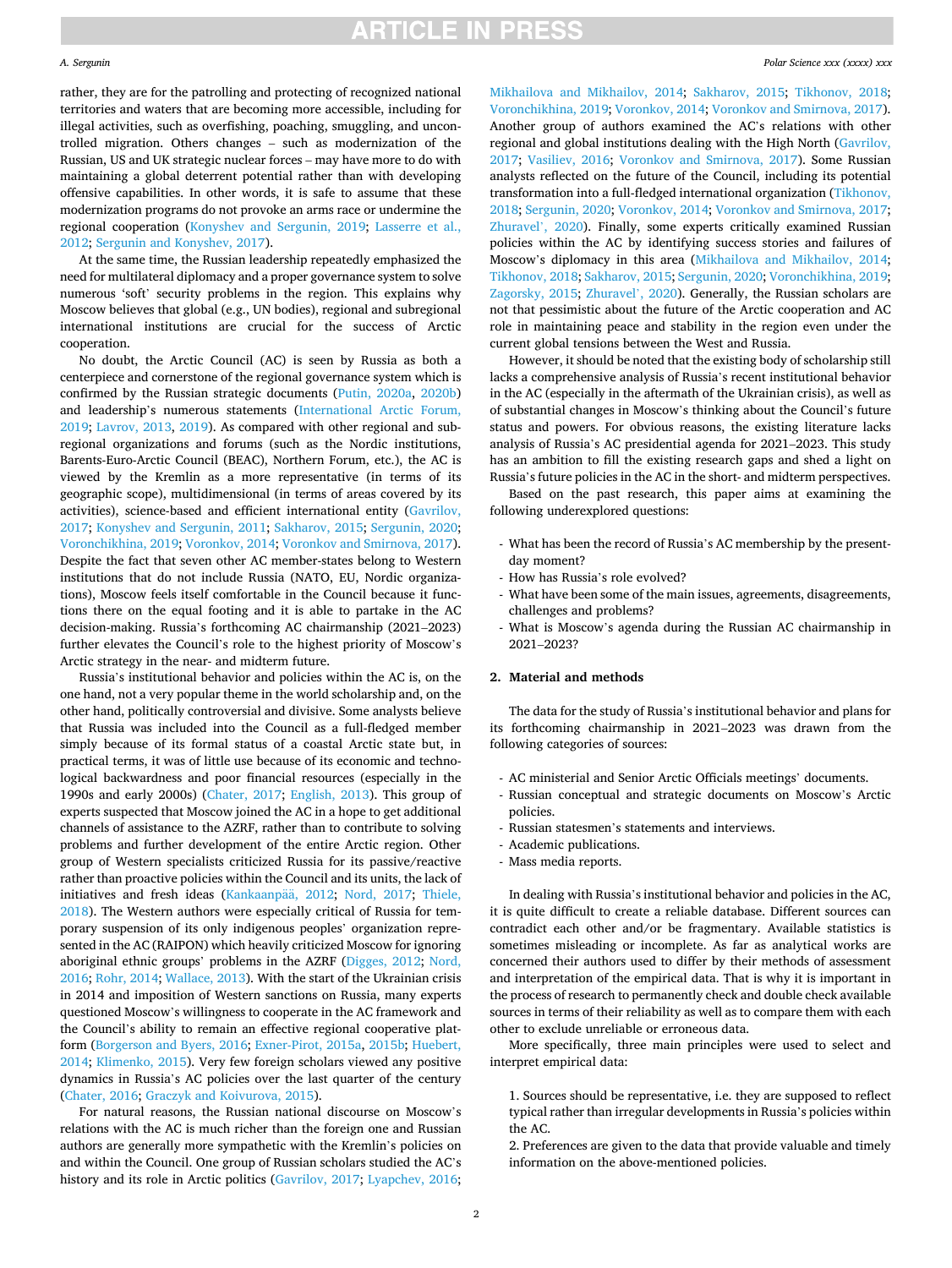rather, they are for the patrolling and protecting of recognized national territories and waters that are becoming more accessible, including for illegal activities, such as overfishing, poaching, smuggling, and uncontrolled migration. Others changes – such as modernization of the Russian, US and UK strategic nuclear forces – may have more to do with maintaining a global deterrent potential rather than with developing offensive capabilities. In other words, it is safe to assume that these modernization programs do not provoke an arms race or undermine the regional cooperation (Konyshev and Sergunin, 2019; Lasserre et al., 2012; Sergunin and Konyshev, 2017).

At the same time, the Russian leadership repeatedly emphasized the need for multilateral diplomacy and a proper governance system to solve numerous 'soft' security problems in the region. This explains why Moscow believes that global (e.g., UN bodies), regional and subregional international institutions are crucial for the success of Arctic cooperation.

No doubt, the Arctic Council (AC) is seen by Russia as both a centerpiece and cornerstone of the regional governance system which is confirmed by the Russian strategic documents (Putin, 2020a, 2020b) and leadership's numerous statements (International Arctic Forum, 2019; Lavrov, 2013, 2019). As compared with other regional and subregional organizations and forums (such as the Nordic institutions, Barents-Euro-Arctic Council (BEAC), Northern Forum, etc.), the AC is viewed by the Kremlin as a more representative (in terms of its geographic scope), multidimensional (in terms of areas covered by its activities), science-based and efficient international entity (Gavrilov, 2017; Konyshev and Sergunin, 2011; Sakharov, 2015; Sergunin, 2020; Voronchikhina, 2019; Voronkov, 2014; Voronkov and Smirnova, 2017). Despite the fact that seven other AC member-states belong to Western institutions that do not include Russia (NATO, EU, Nordic organizations), Moscow feels itself comfortable in the Council because it functions there on the equal footing and it is able to partake in the AC decision-making. Russia's forthcoming AC chairmanship (2021–2023) further elevates the Council's role to the highest priority of Moscow's Arctic strategy in the near- and midterm future.

Russia's institutional behavior and policies within the AC is, on the one hand, not a very popular theme in the world scholarship and, on the other hand, politically controversial and divisive. Some analysts believe that Russia was included into the Council as a full-fledged member simply because of its formal status of a coastal Arctic state but, in practical terms, it was of little use because of its economic and technological backwardness and poor financial resources (especially in the 1990s and early 2000s) (Chater, 2017; English, 2013). This group of experts suspected that Moscow joined the AC in a hope to get additional channels of assistance to the AZRF, rather than to contribute to solving problems and further development of the entire Arctic region. Other group of Western specialists criticized Russia for its passive/reactive rather than proactive policies within the Council and its units, the lack of initiatives and fresh ideas (Kankaanpää, 2012; Nord, 2017; Thiele, 2018). The Western authors were especially critical of Russia for temporary suspension of its only indigenous peoples' organization represented in the AC (RAIPON) which heavily criticized Moscow for ignoring aboriginal ethnic groups' problems in the AZRF (Digges, 2012; Nord, 2016; Rohr, 2014; Wallace, 2013). With the start of the Ukrainian crisis in 2014 and imposition of Western sanctions on Russia, many experts questioned Moscow's willingness to cooperate in the AC framework and the Council's ability to remain an effective regional cooperative platform (Borgerson and Byers, 2016; Exner-Pirot, 2015a, 2015b; Huebert, 2014; Klimenko, 2015). Very few foreign scholars viewed any positive dynamics in Russia's AC policies over the last quarter of the century (Chater, 2016; Graczyk and Koivurova, 2015).

For natural reasons, the Russian national discourse on Moscow's relations with the AC is much richer than the foreign one and Russian authors are generally more sympathetic with the Kremlin's policies on and within the Council. One group of Russian scholars studied the AC's history and its role in Arctic politics (Gavrilov, 2017; Lyapchev, 2016; Mikhailova and Mikhailov, 2014; Sakharov, 2015; Tikhonov, 2018; Voronchikhina, 2019; Voronkov, 2014; Voronkov and Smirnova, 2017). Another group of authors examined the AC's relations with other regional and global institutions dealing with the High North (Gavrilov, 2017; Vasiliev, 2016; Voronkov and Smirnova, 2017). Some Russian analysts reflected on the future of the Council, including its potential transformation into a full-fledged international organization (Tikhonov, 2018; Sergunin, 2020; Voronkov, 2014; Voronkov and Smirnova, 2017; Zhuravel', 2020). Finally, some experts critically examined Russian policies within the AC by identifying success stories and failures of Moscow's diplomacy in this area (Mikhailova and Mikhailov, 2014; Tikhonov, 2018; Sakharov, 2015; Sergunin, 2020; Voronchikhina, 2019; Zagorsky, 2015; Zhuravel', 2020). Generally, the Russian scholars are not that pessimistic about the future of the Arctic cooperation and AC role in maintaining peace and stability in the region even under the current global tensions between the West and Russia.

However, it should be noted that the existing body of scholarship still lacks a comprehensive analysis of Russia's recent institutional behavior in the AC (especially in the aftermath of the Ukrainian crisis), as well as of substantial changes in Moscow's thinking about the Council's future status and powers. For obvious reasons, the existing literature lacks analysis of Russia's AC presidential agenda for 2021–2023. This study has an ambition to fill the existing research gaps and shed a light on Russia's future policies in the AC in the short- and midterm perspectives.

Based on the past research, this paper aims at examining the following underexplored questions:

- What has been the record of Russia's AC membership by the present-day moment?
- How has Russia's role evolved?
- What have been some of the main issues, agreements, disagreements, challenges and problems?
- What is Moscow's agenda during the Russian AC chairmanship in 2021–2023?

## 2. Material and methods

The data for the study of Russia's institutional behavior and plans for its forthcoming chairmanship in 2021–2023 was drawn from the following categories of sources:

- AC ministerial and Senior Arctic Officials meetings' documents.
- Russian conceptual and strategic documents on Moscow's Arctic policies.
- Russian statesmen's statements and interviews.
- Academic publications.
- Mass media reports.

In dealing with Russia's institutional behavior and policies in the AC, it is quite difficult to create a reliable database. Different sources can contradict each other and/or be fragmentary. Available statistics is sometimes misleading or incomplete. As far as analytical works are concerned their authors used to differ by their methods of assessment and interpretation of the empirical data. That is why it is important in the process of research to permanently check and double check available sources in terms of their reliability as well as to compare them with each other to exclude unreliable or erroneous data.

More specifically, three main principles were used to select and interpret empirical data:

1. Sources should be representative, i.e. they are supposed to reflect typical rather than irregular developments in Russia's policies within the AC.
2. Preferences are given to the data that provide valuable and timely information on the above-mentioned policies.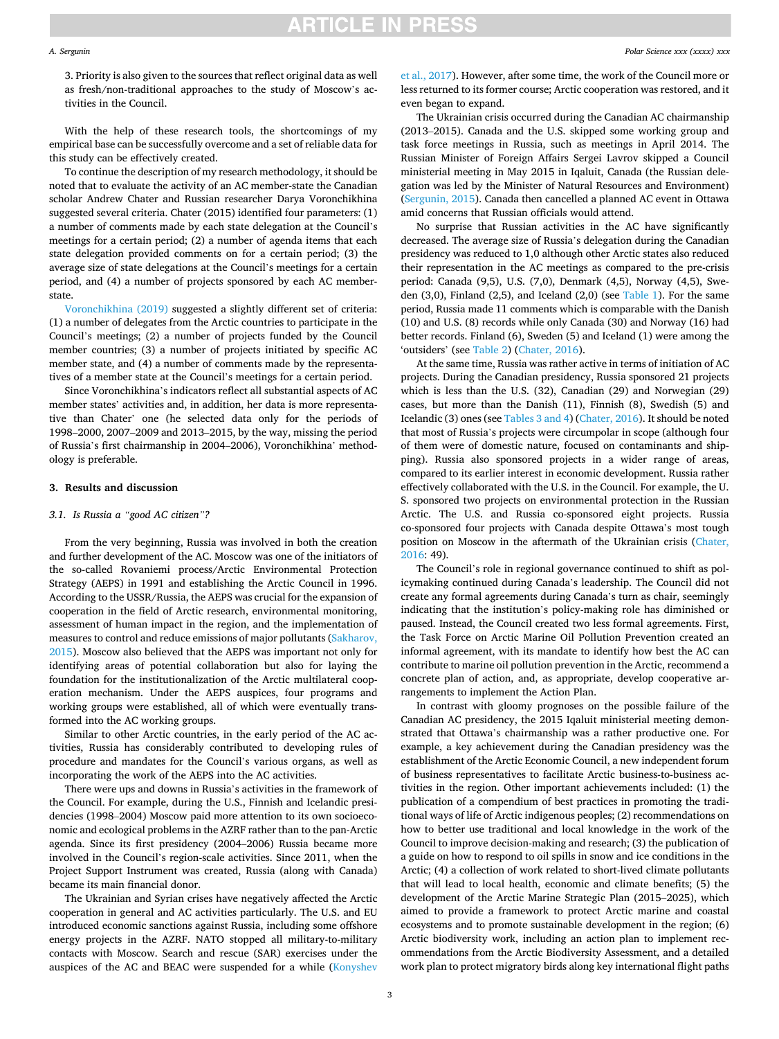3. Priority is also given to the sources that reflect original data as well as fresh/non-traditional approaches to the study of Moscow's activities in the Council.

With the help of these research tools, the shortcomings of my empirical base can be successfully overcome and a set of reliable data for this study can be effectively created.

To continue the description of my research methodology, it should be noted that to evaluate the activity of an AC member-state the Canadian scholar Andrew Chater and Russian researcher Darya Voronchikhina suggested several criteria. Chater (2015) identified four parameters: (1) a number of comments made by each state delegation at the Council's meetings for a certain period; (2) a number of agenda items that each state delegation provided comments on for a certain period; (3) the average size of state delegations at the Council's meetings for a certain period, and (4) a number of projects sponsored by each AC member-state.

Voronchikhina (2019) suggested a slightly different set of criteria: (1) a number of delegates from the Arctic countries to participate in the Council's meetings; (2) a number of projects funded by the Council member countries; (3) a number of projects initiated by specific AC member state, and (4) a number of comments made by the representatives of a member state at the Council's meetings for a certain period.

Since Voronchikhina's indicators reflect all substantial aspects of AC member states' activities and, in addition, her data is more representative than Chater' one (he selected data only for the periods of 1998–2000, 2007–2009 and 2013–2015, by the way, missing the period of Russia's first chairmanship in 2004–2006), Voronchikhina' methodology is preferable.

## 3. Results and discussion

### 3.1. Is Russia a "good AC citizen"?

From the very beginning, Russia was involved in both the creation and further development of the AC. Moscow was one of the initiators of the so-called Rovaniemi process/Arctic Environmental Protection Strategy (AEPS) in 1991 and establishing the Arctic Council in 1996. According to the USSR/Russia, the AEPS was crucial for the expansion of cooperation in the field of Arctic research, environmental monitoring, assessment of human impact in the region, and the implementation of measures to control and reduce emissions of major pollutants (Sakharov, 2015). Moscow also believed that the AEPS was important not only for identifying areas of potential collaboration but also for laying the foundation for the institutionalization of the Arctic multilateral cooperation mechanism. Under the AEPS auspices, four programs and working groups were established, all of which were eventually transformed into the AC working groups.

Similar to other Arctic countries, in the early period of the AC activities, Russia has considerably contributed to developing rules of procedure and mandates for the Council's various organs, as well as incorporating the work of the AEPS into the AC activities.

There were ups and downs in Russia's activities in the framework of the Council. For example, during the U.S., Finnish and Icelandic presidencies (1998–2004) Moscow paid more attention to its own socioeconomic and ecological problems in the AZRF rather than to the pan-Arctic agenda. Since its first presidency (2004–2006) Russia became more involved in the Council's region-scale activities. Since 2011, when the Project Support Instrument was created, Russia (along with Canada) became its main financial donor.

The Ukrainian and Syrian crises have negatively affected the Arctic cooperation in general and AC activities particularly. The U.S. and EU introduced economic sanctions against Russia, including some offshore energy projects in the AZRF. NATO stopped all military-to-military contacts with Moscow. Search and rescue (SAR) exercises under the auspices of the AC and BEAC were suspended for a while (Konyshev et al., 2017). However, after some time, the work of the Council more or less returned to its former course; Arctic cooperation was restored, and it even began to expand.

The Ukrainian crisis occurred during the Canadian AC chairmanship (2013–2015). Canada and the U.S. skipped some working group and task force meetings in Russia, such as meetings in April 2014. The Russian Minister of Foreign Affairs Sergei Lavrov skipped a Council ministerial meeting in May 2015 in Iqaluit, Canada (the Russian delegation was led by the Minister of Natural Resources and Environment) (Sergunin, 2015). Canada then cancelled a planned AC event in Ottawa amid concerns that Russian officials would attend.

No surprise that Russian activities in the AC have significantly decreased. The average size of Russia's delegation during the Canadian presidency was reduced to 1,0 although other Arctic states also reduced their representation in the AC meetings as compared to the pre-crisis period: Canada (9,5), U.S. (7,0), Denmark (4,5), Norway (4,5), Sweden (3,0), Finland (2,5), and Iceland (2,0) (see Table 1). For the same period, Russia made 11 comments which is comparable with the Danish (10) and U.S. (8) records while only Canada (30) and Norway (16) had better records. Finland (6), Sweden (5) and Iceland (1) were among the 'outsiders' (see Table 2) (Chater, 2016).

At the same time, Russia was rather active in terms of initiation of AC projects. During the Canadian presidency, Russia sponsored 21 projects which is less than the U.S. (32), Canadian (29) and Norwegian (29) cases, but more than the Danish (11), Finnish (8), Swedish (5) and Icelandic (3) ones (see Tables 3 and 4) (Chater, 2016). It should be noted that most of Russia's projects were circumpolar in scope (although four of them were of domestic nature, focused on contaminants and shipping). Russia also sponsored projects in a wider range of areas, compared to its earlier interest in economic development. Russia rather effectively collaborated with the U.S. in the Council. For example, the U.S. sponsored two projects on environmental protection in the Russian Arctic. The U.S. and Russia co-sponsored eight projects. Russia co-sponsored four projects with Canada despite Ottawa's most tough position on Moscow in the aftermath of the Ukrainian crisis (Chater, 2016: 49).

The Council's role in regional governance continued to shift as policymaking continued during Canada's leadership. The Council did not create any formal agreements during Canada's turn as chair, seemingly indicating that the institution's policy-making role has diminished or paused. Instead, the Council created two less formal agreements. First, the Task Force on Arctic Marine Oil Pollution Prevention created an informal agreement, with its mandate to identify how best the AC can contribute to marine oil pollution prevention in the Arctic, recommend a concrete plan of action, and, as appropriate, develop cooperative arrangements to implement the Action Plan.

In contrast with gloomy prognoses on the possible failure of the Canadian AC presidency, the 2015 Iqaluit ministerial meeting demonstrated that Ottawa's chairmanship was a rather productive one. For example, a key achievement during the Canadian presidency was the establishment of the Arctic Economic Council, a new independent forum of business representatives to facilitate Arctic business-to-business activities in the region. Other important achievements included: (1) the publication of a compendium of best practices in promoting the traditional ways of life of Arctic indigenous peoples; (2) recommendations on how to better use traditional and local knowledge in the work of the Council to improve decision-making and research; (3) the publication of a guide on how to respond to oil spills in snow and ice conditions in the Arctic; (4) a collection of work related to short-lived climate pollutants that will lead to local health, economic and climate benefits; (5) the development of the Arctic Marine Strategic Plan (2015–2025), which aimed to provide a framework to protect Arctic marine and coastal ecosystems and to promote sustainable development in the region; (6) Arctic biodiversity work, including an action plan to implement recommendations from the Arctic Biodiversity Assessment, and a detailed work plan to protect migratory birds along key international flight paths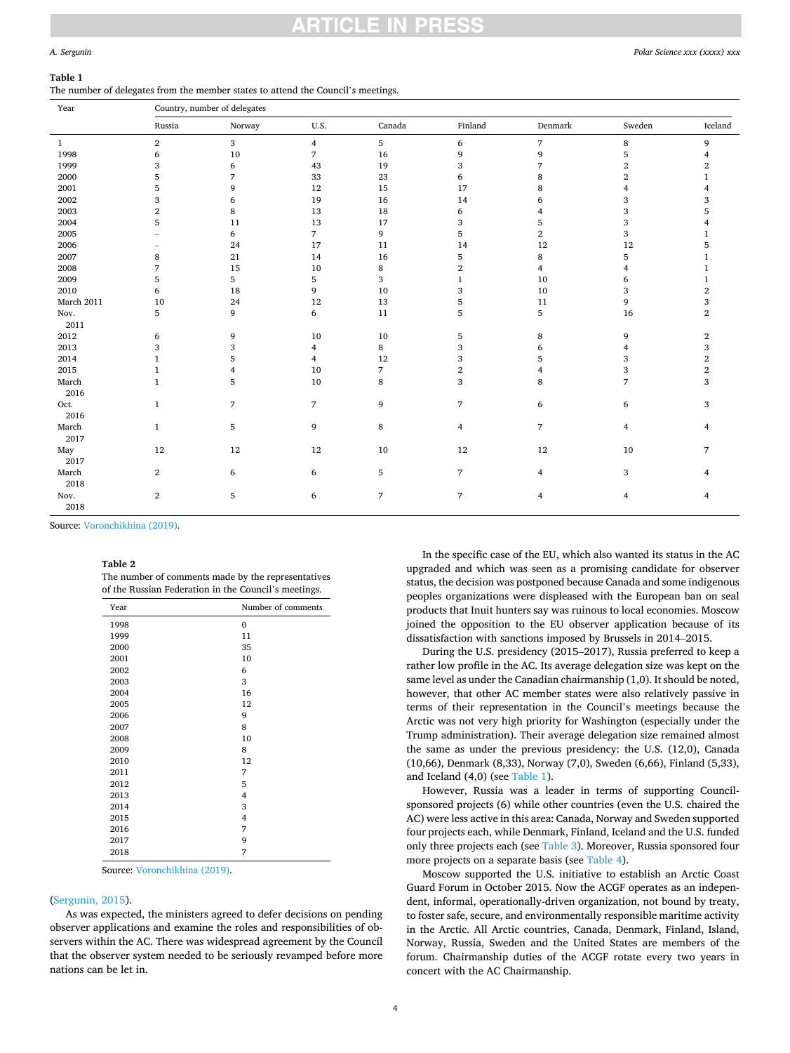**Table 1**
The number of delegates from the member states to attend the Council's meetings.

| Year | Country, number of delegates | | | | | | | |
|---|---|---|---|---|---|---|---|---|
| | Russia | Norway | U.S. | Canada | Finland | Denmark | Sweden | Iceland |
| 1 | 2 | 3 | 4 | 5 | 6 | 7 | 8 | 9 |
| 1998 | 6 | 10 | 7 | 16 | 9 | 9 | 5 | 4 |
| 1999 | 3 | 6 | 43 | 19 | 3 | 7 | 2 | 2 |
| 2000 | 5 | 7 | 33 | 23 | 6 | 8 | 2 | 1 |
| 2001 | 5 | 9 | 12 | 15 | 17 | 8 | 4 | 4 |
| 2002 | 3 | 6 | 19 | 16 | 14 | 6 | 3 | 3 |
| 2003 | 2 | 8 | 13 | 18 | 6 | 4 | 3 | 5 |
| 2004 | 5 | 11 | 13 | 17 | 3 | 5 | 3 | 4 |
| 2005 | – | 6 | 7 | 9 | 5 | 2 | 3 | 1 |
| 2006 | – | 24 | 17 | 11 | 14 | 12 | 12 | 5 |
| 2007 | 8 | 21 | 14 | 16 | 5 | 8 | 5 | 1 |
| 2008 | 7 | 15 | 10 | 8 | 2 | 4 | 4 | 1 |
| 2009 | 5 | 5 | 5 | 3 | 1 | 10 | 6 | 1 |
| 2010 | 6 | 18 | 9 | 10 | 3 | 10 | 3 | 2 |
| March 2011 | 10 | 24 | 12 | 13 | 5 | 11 | 9 | 3 |
| Nov. 2011 | 5 | 9 | 6 | 11 | 5 | 5 | 16 | 2 |
| 2012 | 6 | 9 | 10 | 10 | 5 | 8 | 9 | 2 |
| 2013 | 3 | 3 | 4 | 8 | 3 | 6 | 4 | 3 |
| 2014 | 1 | 5 | 4 | 12 | 3 | 5 | 3 | 2 |
| 2015 | 1 | 4 | 10 | 7 | 2 | 4 | 3 | 2 |
| March 2016 | 1 | 5 | 10 | 8 | 3 | 8 | 7 | 3 |
| Oct. 2016 | 1 | 7 | 7 | 9 | 7 | 6 | 6 | 3 |
| March 2017 | 1 | 5 | 9 | 8 | 4 | 7 | 4 | 4 |
| May 2017 | 12 | 12 | 12 | 10 | 12 | 12 | 10 | 7 |
| March 2018 | 2 | 6 | 6 | 5 | 7 | 4 | 3 | 4 |
| Nov. 2018 | 2 | 5 | 6 | 7 | 7 | 4 | 4 | 4 |

Source: Voronchikhina (2019).

**Table 2**
The number of comments made by the representatives of the Russian Federation in the Council's meetings.

| Year | Number of comments |
|---|---|
| 1998 | 0 |
| 1999 | 11 |
| 2000 | 35 |
| 2001 | 10 |
| 2002 | 6 |
| 2003 | 3 |
| 2004 | 16 |
| 2005 | 12 |
| 2006 | 9 |
| 2007 | 8 |
| 2008 | 10 |
| 2009 | 8 |
| 2010 | 12 |
| 2011 | 7 |
| 2012 | 5 |
| 2013 | 4 |
| 2014 | 3 |
| 2015 | 4 |
| 2016 | 7 |
| 2017 | 9 |
| 2018 | 7 |

Source: Voronchikhina (2019).

(Sergunin, 2015).

As was expected, the ministers agreed to defer decisions on pending observer applications and examine the roles and responsibilities of observers within the AC. There was widespread agreement by the Council that the observer system needed to be seriously revamped before more nations can be let in.

In the specific case of the EU, which also wanted its status in the AC upgraded and which was seen as a promising candidate for observer status, the decision was postponed because Canada and some indigenous peoples organizations were displeased with the European ban on seal products that Inuit hunters say was ruinous to local economies. Moscow joined the opposition to the EU observer application because of its dissatisfaction with sanctions imposed by Brussels in 2014–2015.

During the U.S. presidency (2015–2017), Russia preferred to keep a rather low profile in the AC. Its average delegation size was kept on the same level as under the Canadian chairmanship (1,0). It should be noted, however, that other AC member states were also relatively passive in terms of their representation in the Council's meetings because the Arctic was not very high priority for Washington (especially under the Trump administration). Their average delegation size remained almost the same as under the previous presidency: the U.S. (12,0), Canada (10,66), Denmark (8,33), Norway (7,0), Sweden (6,66), Finland (5,33), and Iceland (4,0) (see Table 1).

However, Russia was a leader in terms of supporting Council-sponsored projects (6) while other countries (even the U.S. chaired the AC) were less active in this area: Canada, Norway and Sweden supported four projects each, while Denmark, Finland, Iceland and the U.S. funded only three projects each (see Table 3). Moreover, Russia sponsored four more projects on a separate basis (see Table 4).

Moscow supported the U.S. initiative to establish an Arctic Coast Guard Forum in October 2015. Now the ACGF operates as an independent, informal, operationally-driven organization, not bound by treaty, to foster safe, secure, and environmentally responsible maritime activity in the Arctic. All Arctic countries, Canada, Denmark, Finland, Island, Norway, Russia, Sweden and the United States are members of the forum. Chairmanship duties of the ACGF rotate every two years in concert with the AC Chairmanship.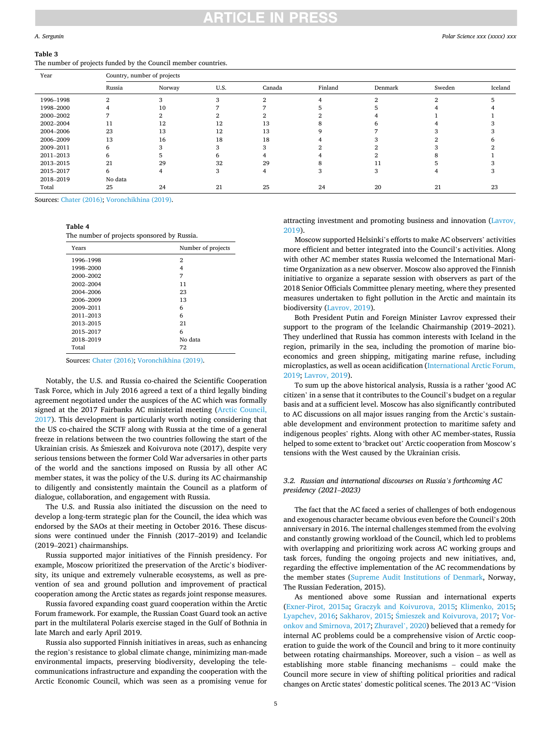**Table 3**
The number of projects funded by the Council member countries.

| Year | Country, number of projects | | | | | | | |
|---|---|---|---|---|---|---|---|---|
| | Russia | Norway | U.S. | Canada | Finland | Denmark | Sweden | Iceland |
| 1996–1998 | 2 | 3 | 3 | 2 | 4 | 2 | 2 | 5 |
| 1998–2000 | 4 | 10 | 7 | 7 | 5 | 5 | 4 | 4 |
| 2000–2002 | 7 | 2 | 2 | 2 | 2 | 4 | 1 | 1 |
| 2002–2004 | 11 | 12 | 12 | 13 | 8 | 6 | 4 | 3 |
| 2004–2006 | 23 | 13 | 12 | 13 | 9 | 7 | 3 | 3 |
| 2006–2009 | 13 | 16 | 18 | 18 | 4 | 3 | 2 | 6 |
| 2009–2011 | 6 | 3 | 3 | 3 | 2 | 2 | 3 | 2 |
| 2011–2013 | 6 | 5 | 6 | 4 | 4 | 2 | 8 | 1 |
| 2013–2015 | 21 | 29 | 32 | 29 | 8 | 11 | 5 | 3 |
| 2015–2017 | 6 | 4 | 3 | 4 | 3 | 3 | 4 | 3 |
| 2018–2019 | No data | | | | | | | |
| Total | 25 | 24 | 21 | 25 | 24 | 20 | 21 | 23 |

Sources: Chater (2016); Voronchikhina (2019).

**Table 4**
The number of projects sponsored by Russia.

| Years | Number of projects |
|---|---|
| 1996–1998 | 2 |
| 1998–2000 | 4 |
| 2000–2002 | 7 |
| 2002–2004 | 11 |
| 2004–2006 | 23 |
| 2006–2009 | 13 |
| 2009–2011 | 6 |
| 2011–2013 | 6 |
| 2013–2015 | 21 |
| 2015–2017 | 6 |
| 2018–2019 | No data |
| Total | 72 |

Sources: Chater (2016); Voronchikhina (2019).

Notably, the U.S. and Russia co-chaired the Scientific Cooperation Task Force, which in July 2016 agreed a text of a third legally binding agreement negotiated under the auspices of the AC which was formally signed at the 2017 Fairbanks AC ministerial meeting (Arctic Council, 2017). This development is particularly worth noting considering that the US co-chaired the SCTF along with Russia at the time of a general freeze in relations between the two countries following the start of the Ukrainian crisis. As Śmieszek and Koivurova note (2017), despite very serious tensions between the former Cold War adversaries in other parts of the world and the sanctions imposed on Russia by all other AC member states, it was the policy of the U.S. during its AC chairmanship to diligently and consistently maintain the Council as a platform of dialogue, collaboration, and engagement with Russia.

The U.S. and Russia also initiated the discussion on the need to develop a long-term strategic plan for the Council, the idea which was endorsed by the SAOs at their meeting in October 2016. These discussions were continued under the Finnish (2017–2019) and Icelandic (2019–2021) chairmanships.

Russia supported major initiatives of the Finnish presidency. For example, Moscow prioritized the preservation of the Arctic's biodiversity, its unique and extremely vulnerable ecosystems, as well as prevention of sea and ground pollution and improvement of practical cooperation among the Arctic states as regards joint response measures.

Russia favored expanding coast guard cooperation within the Arctic Forum framework. For example, the Russian Coast Guard took an active part in the multilateral Polaris exercise staged in the Gulf of Bothnia in late March and early April 2019.

Russia also supported Finnish initiatives in areas, such as enhancing the region's resistance to global climate change, minimizing man-made environmental impacts, preserving biodiversity, developing the telecommunications infrastructure and expanding the cooperation with the Arctic Economic Council, which was seen as a promising venue for attracting investment and promoting business and innovation (Lavrov, 2019).

Moscow supported Helsinki's efforts to make AC observers' activities more efficient and better integrated into the Council's activities. Along with other AC member states Russia welcomed the International Maritime Organization as a new observer. Moscow also approved the Finnish initiative to organize a separate session with observers as part of the 2018 Senior Officials Committee plenary meeting, where they presented measures undertaken to fight pollution in the Arctic and maintain its biodiversity (Lavrov, 2019).

Both President Putin and Foreign Minister Lavrov expressed their support to the program of the Icelandic Chairmanship (2019–2021). They underlined that Russia has common interests with Iceland in the region, primarily in the sea, including the promotion of marine bioeconomics and green shipping, mitigating marine refuse, including microplastics, as well as ocean acidification (International Arctic Forum, 2019; Lavrov, 2019).

To sum up the above historical analysis, Russia is a rather 'good AC citizen' in a sense that it contributes to the Council's budget on a regular basis and at a sufficient level. Moscow has also significantly contributed to AC discussions on all major issues ranging from the Arctic's sustainable development and environment protection to maritime safety and indigenous peoples' rights. Along with other AC member-states, Russia helped to some extent to 'bracket out' Arctic cooperation from Moscow's tensions with the West caused by the Ukrainian crisis.

### 3.2. Russian and international discourses on Russia's forthcoming AC presidency (2021–2023)

The fact that the AC faced a series of challenges of both endogenous and exogenous character became obvious even before the Council's 20th anniversary in 2016. The internal challenges stemmed from the evolving and constantly growing workload of the Council, which led to problems with overlapping and prioritizing work across AC working groups and task forces, funding the ongoing projects and new initiatives, and, regarding the effective implementation of the AC recommendations by the member states (Supreme Audit Institutions of Denmark, Norway, The Russian Federation, 2015).

As mentioned above some Russian and international experts (Exner-Pirot, 2015a; Graczyk and Koivurova, 2015; Klimenko, 2015; Lyapchev, 2016; Sakharov, 2015; Śmieszek and Koivurova, 2017; Voronkov and Smirnova, 2017; Zhuravel', 2020) believed that a remedy for internal AC problems could be a comprehensive vision of Arctic cooperation to guide the work of the Council and bring to it more continuity between rotating chairmanships. Moreover, such a vision – as well as establishing more stable financing mechanisms – could make the Council more secure in view of shifting political priorities and radical changes on Arctic states' domestic political scenes. The 2013 AC "Vision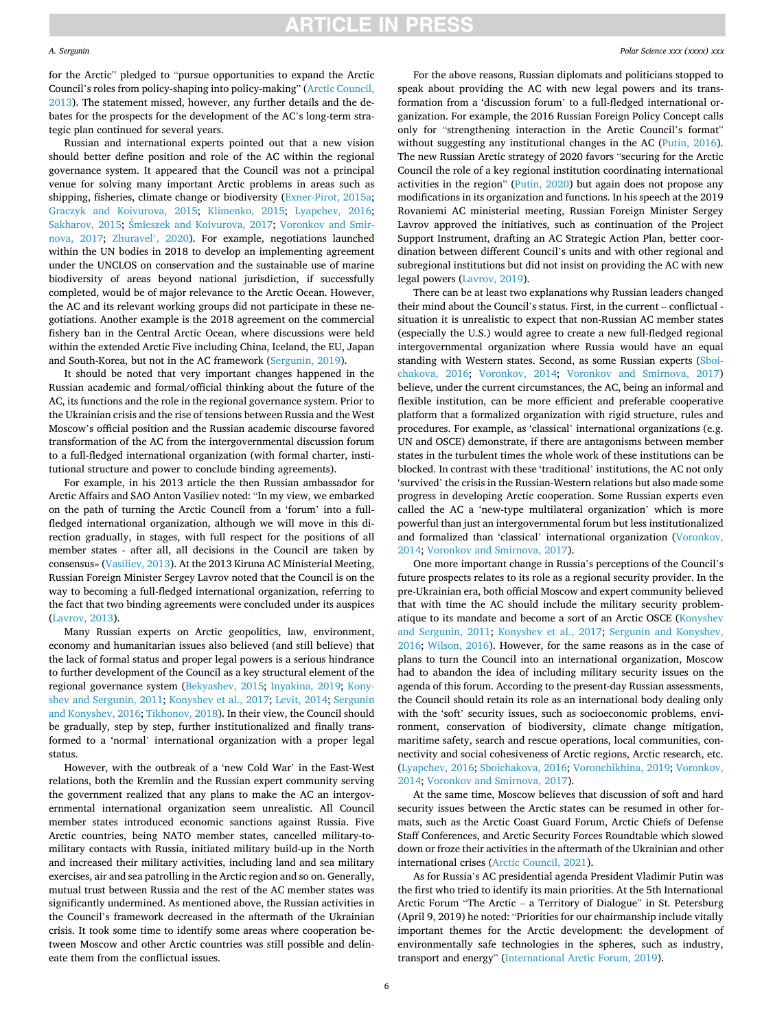for the Arctic" pledged to "pursue opportunities to expand the Arctic Council's roles from policy-shaping into policy-making" (Arctic Council, 2013). The statement missed, however, any further details and the debates for the prospects for the development of the AC's long-term strategic plan continued for several years.

Russian and international experts pointed out that a new vision should better define position and role of the AC within the regional governance system. It appeared that the Council was not a principal venue for solving many important Arctic problems in areas such as shipping, fisheries, climate change or biodiversity (Exner-Pirot, 2015a; Graczyk and Koivurova, 2015; Klimenko, 2015; Lyapchev, 2016; Sakharov, 2015; Śmieszek and Koivurova, 2017; Voronkov and Smirnova, 2017; Zhuravel', 2020). For example, negotiations launched within the UN bodies in 2018 to develop an implementing agreement under the UNCLOS on conservation and the sustainable use of marine biodiversity of areas beyond national jurisdiction, if successfully completed, would be of major relevance to the Arctic Ocean. However, the AC and its relevant working groups did not participate in these negotiations. Another example is the 2018 agreement on the commercial fishery ban in the Central Arctic Ocean, where discussions were held within the extended Arctic Five including China, Iceland, the EU, Japan and South-Korea, but not in the AC framework (Sergunin, 2019).

It should be noted that very important changes happened in the Russian academic and formal/official thinking about the future of the AC, its functions and the role in the regional governance system. Prior to the Ukrainian crisis and the rise of tensions between Russia and the West Moscow's official position and the Russian academic discourse favored transformation of the AC from the intergovernmental discussion forum to a full-fledged international organization (with formal charter, institutional structure and power to conclude binding agreements).

For example, in his 2013 article the then Russian ambassador for Arctic Affairs and SAO Anton Vasiliev noted: "In my view, we embarked on the path of turning the Arctic Council from a 'forum' into a full-fledged international organization, although we will move in this direction gradually, in stages, with full respect for the positions of all member states - after all, all decisions in the Council are taken by consensus» (Vasiliev, 2013). At the 2013 Kiruna AC Ministerial Meeting, Russian Foreign Minister Sergey Lavrov noted that the Council is on the way to becoming a full-fledged international organization, referring to the fact that two binding agreements were concluded under its auspices (Lavrov, 2013).

Many Russian experts on Arctic geopolitics, law, environment, economy and humanitarian issues also believed (and still believe) that the lack of formal status and proper legal powers is a serious hindrance to further development of the Council as a key structural element of the regional governance system (Bekyashev, 2015; Inyakina, 2019; Konyshev and Sergunin, 2011; Konyshev et al., 2017; Levit, 2014; Sergunin and Konyshev, 2016; Tikhonov, 2018). In their view, the Council should be gradually, step by step, further institutionalized and finally transformed to a 'normal' international organization with a proper legal status.

However, with the outbreak of a 'new Cold War' in the East-West relations, both the Kremlin and the Russian expert community serving the government realized that any plans to make the AC an intergovernmental international organization seem unrealistic. All Council member states introduced economic sanctions against Russia. Five Arctic countries, being NATO member states, cancelled military-to-military contacts with Russia, initiated military build-up in the North and increased their military activities, including land and sea military exercises, air and sea patrolling in the Arctic region and so on. Generally, mutual trust between Russia and the rest of the AC member states was significantly undermined. As mentioned above, the Russian activities in the Council's framework decreased in the aftermath of the Ukrainian crisis. It took some time to identify some areas where cooperation between Moscow and other Arctic countries was still possible and delineate them from the conflictual issues.

For the above reasons, Russian diplomats and politicians stopped to speak about providing the AC with new legal powers and its transformation from a 'discussion forum' to a full-fledged international organization. For example, the 2016 Russian Foreign Policy Concept calls only for "strengthening interaction in the Arctic Council's format" without suggesting any institutional changes in the AC (Putin, 2016). The new Russian Arctic strategy of 2020 favors "securing for the Arctic Council the role of a key regional institution coordinating international activities in the region" (Putin, 2020) but again does not propose any modifications in its organization and functions. In his speech at the 2019 Rovaniemi AC ministerial meeting, Russian Foreign Minister Sergey Lavrov approved the initiatives, such as continuation of the Project Support Instrument, drafting an AC Strategic Action Plan, better coordination between different Council's units and with other regional and subregional institutions but did not insist on providing the AC with new legal powers (Lavrov, 2019).

There can be at least two explanations why Russian leaders changed their mind about the Council's status. First, in the current – conflictual - situation it is unrealistic to expect that non-Russian AC member states (especially the U.S.) would agree to create a new full-fledged regional intergovernmental organization where Russia would have an equal standing with Western states. Second, as some Russian experts (Sboichakova, 2016; Voronkov, 2014; Voronkov and Smirnova, 2017) believe, under the current circumstances, the AC, being an informal and flexible institution, can be more efficient and preferable cooperative platform that a formalized organization with rigid structure, rules and procedures. For example, as 'classical' international organizations (e.g. UN and OSCE) demonstrate, if there are antagonisms between member states in the turbulent times the whole work of these institutions can be blocked. In contrast with these 'traditional' institutions, the AC not only 'survived' the crisis in the Russian-Western relations but also made some progress in developing Arctic cooperation. Some Russian experts even called the AC a 'new-type multilateral organization' which is more powerful than just an intergovernmental forum but less institutionalized and formalized than 'classical' international organization (Voronkov, 2014; Voronkov and Smirnova, 2017).

One more important change in Russia's perceptions of the Council's future prospects relates to its role as a regional security provider. In the pre-Ukrainian era, both official Moscow and expert community believed that with time the AC should include the military security problematique to its mandate and become a sort of an Arctic OSCE (Konyshev and Sergunin, 2011; Konyshev et al., 2017; Sergunin and Konyshev, 2016; Wilson, 2016). However, for the same reasons as in the case of plans to turn the Council into an international organization, Moscow had to abandon the idea of including military security issues on the agenda of this forum. According to the present-day Russian assessments, the Council should retain its role as an international body dealing only with the 'soft' security issues, such as socioeconomic problems, environment, conservation of biodiversity, climate change mitigation, maritime safety, search and rescue operations, local communities, connectivity and social cohesiveness of Arctic regions, Arctic research, etc. (Lyapchev, 2016; Sboichakova, 2016; Voronchikhina, 2019; Voronkov, 2014; Voronkov and Smirnova, 2017).

At the same time, Moscow believes that discussion of soft and hard security issues between the Arctic states can be resumed in other formats, such as the Arctic Coast Guard Forum, Arctic Chiefs of Defense Staff Conferences, and Arctic Security Forces Roundtable which slowed down or froze their activities in the aftermath of the Ukrainian and other international crises (Arctic Council, 2021).

As for Russia's AC presidential agenda President Vladimir Putin was the first who tried to identify its main priorities. At the 5th International Arctic Forum "The Arctic – a Territory of Dialogue" in St. Petersburg (April 9, 2019) he noted: "Priorities for our chairmanship include vitally important themes for the Arctic development: the development of environmentally safe technologies in the spheres, such as industry, transport and energy" (International Arctic Forum, 2019).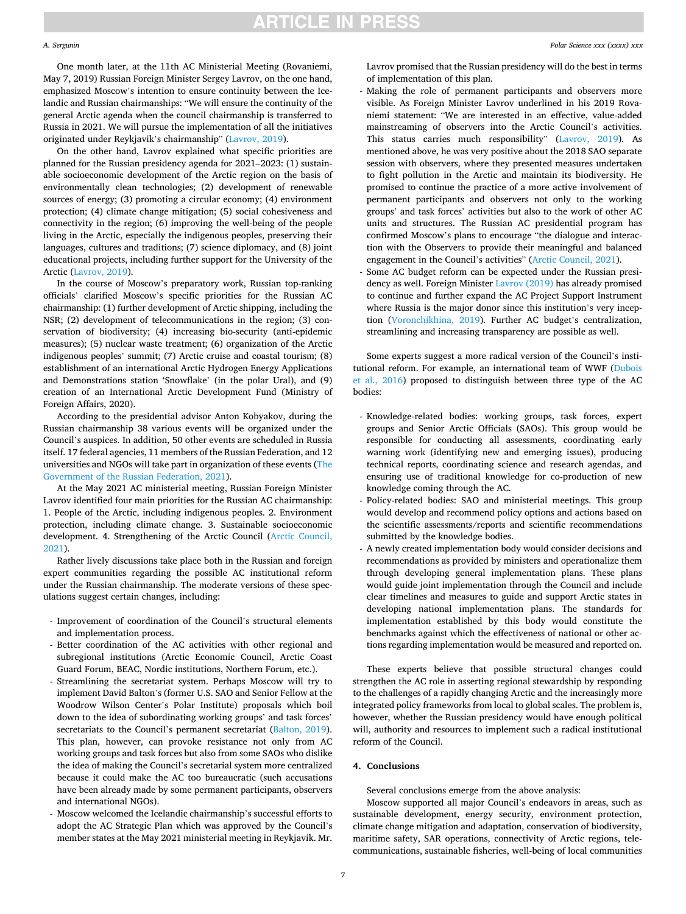One month later, at the 11th AC Ministerial Meeting (Rovaniemi, May 7, 2019) Russian Foreign Minister Sergey Lavrov, on the one hand, emphasized Moscow's intention to ensure continuity between the Icelandic and Russian chairmanships: "We will ensure the continuity of the general Arctic agenda when the council chairmanship is transferred to Russia in 2021. We will pursue the implementation of all the initiatives originated under Reykjavik's chairmanship" (Lavrov, 2019).

On the other hand, Lavrov explained what specific priorities are planned for the Russian presidency agenda for 2021–2023: (1) sustainable socioeconomic development of the Arctic region on the basis of environmentally clean technologies; (2) development of renewable sources of energy; (3) promoting a circular economy; (4) environment protection; (4) climate change mitigation; (5) social cohesiveness and connectivity in the region; (6) improving the well-being of the people living in the Arctic, especially the indigenous peoples, preserving their languages, cultures and traditions; (7) science diplomacy, and (8) joint educational projects, including further support for the University of the Arctic (Lavrov, 2019).

In the course of Moscow's preparatory work, Russian top-ranking officials' clarified Moscow's specific priorities for the Russian AC chairmanship: (1) further development of Arctic shipping, including the NSR; (2) development of telecommunications in the region; (3) conservation of biodiversity; (4) increasing bio-security (anti-epidemic measures); (5) nuclear waste treatment; (6) organization of the Arctic indigenous peoples' summit; (7) Arctic cruise and coastal tourism; (8) establishment of an international Arctic Hydrogen Energy Applications and Demonstrations station 'Snowflake' (in the polar Ural), and (9) creation of an International Arctic Development Fund (Ministry of Foreign Affairs, 2020).

According to the presidential advisor Anton Kobyakov, during the Russian chairmanship 38 various events will be organized under the Council's auspices. In addition, 50 other events are scheduled in Russia itself. 17 federal agencies, 11 members of the Russian Federation, and 12 universities and NGOs will take part in organization of these events (The Government of the Russian Federation, 2021).

At the May 2021 AC ministerial meeting, Russian Foreign Minister Lavrov identified four main priorities for the Russian AC chairmanship: 1. People of the Arctic, including indigenous peoples. 2. Environment protection, including climate change. 3. Sustainable socioeconomic development. 4. Strengthening of the Arctic Council (Arctic Council, 2021).

Rather lively discussions take place both in the Russian and foreign expert communities regarding the possible AC institutional reform under the Russian chairmanship. The moderate versions of these speculations suggest certain changes, including:

- Improvement of coordination of the Council's structural elements and implementation process.
- Better coordination of the AC activities with other regional and subregional institutions (Arctic Economic Council, Arctic Coast Guard Forum, BEAC, Nordic institutions, Northern Forum, etc.).
- Streamlining the secretariat system. Perhaps Moscow will try to implement David Balton's (former U.S. SAO and Senior Fellow at the Woodrow Wilson Center's Polar Institute) proposals which boil down to the idea of subordinating working groups' and task forces' secretariats to the Council's permanent secretariat (Balton, 2019). This plan, however, can provoke resistance not only from AC working groups and task forces but also from some SAOs who dislike the idea of making the Council's secretarial system more centralized because it could make the AC too bureaucratic (such accusations have been already made by some permanent participants, observers and international NGOs).
- Moscow welcomed the Icelandic chairmanship's successful efforts to adopt the AC Strategic Plan which was approved by the Council's member states at the May 2021 ministerial meeting in Reykjavik. Mr. Lavrov promised that the Russian presidency will do the best in terms of implementation of this plan.
- Making the role of permanent participants and observers more visible. As Foreign Minister Lavrov underlined in his 2019 Rovaniemi statement: "We are interested in an effective, value-added mainstreaming of observers into the Arctic Council's activities. This status carries much responsibility" (Lavrov, 2019). As mentioned above, he was very positive about the 2018 SAO separate session with observers, where they presented measures undertaken to fight pollution in the Arctic and maintain its biodiversity. He promised to continue the practice of a more active involvement of permanent participants and observers not only to the working groups' and task forces' activities but also to the work of other AC units and structures. The Russian AC presidential program has confirmed Moscow's plans to encourage "the dialogue and interaction with the Observers to provide their meaningful and balanced engagement in the Council's activities" (Arctic Council, 2021).
- Some AC budget reform can be expected under the Russian presidency as well. Foreign Minister Lavrov (2019) has already promised to continue and further expand the AC Project Support Instrument where Russia is the major donor since this institution's very inception (Voronchikhina, 2019). Further AC budget's centralization, streamlining and increasing transparency are possible as well.

Some experts suggest a more radical version of the Council's institutional reform. For example, an international team of WWF (Dubois et al., 2016) proposed to distinguish between three type of the AC bodies:

- Knowledge-related bodies: working groups, task forces, expert groups and Senior Arctic Officials (SAOs). This group would be responsible for conducting all assessments, coordinating early warning work (identifying new and emerging issues), producing technical reports, coordinating science and research agendas, and ensuring use of traditional knowledge for co-production of new knowledge coming through the AC.
- Policy-related bodies: SAO and ministerial meetings. This group would develop and recommend policy options and actions based on the scientific assessments/reports and scientific recommendations submitted by the knowledge bodies.
- A newly created implementation body would consider decisions and recommendations as provided by ministers and operationalize them through developing general implementation plans. These plans would guide joint implementation through the Council and include clear timelines and measures to guide and support Arctic states in developing national implementation plans. The standards for implementation established by this body would constitute the benchmarks against which the effectiveness of national or other actions regarding implementation would be measured and reported on.

These experts believe that possible structural changes could strengthen the AC role in asserting regional stewardship by responding to the challenges of a rapidly changing Arctic and the increasingly more integrated policy frameworks from local to global scales. The problem is, however, whether the Russian presidency would have enough political will, authority and resources to implement such a radical institutional reform of the Council.

## 4. Conclusions

Several conclusions emerge from the above analysis:

Moscow supported all major Council's endeavors in areas, such as sustainable development, energy security, environment protection, climate change mitigation and adaptation, conservation of biodiversity, maritime safety, SAR operations, connectivity of Arctic regions, telecommunications, sustainable fisheries, well-being of local communities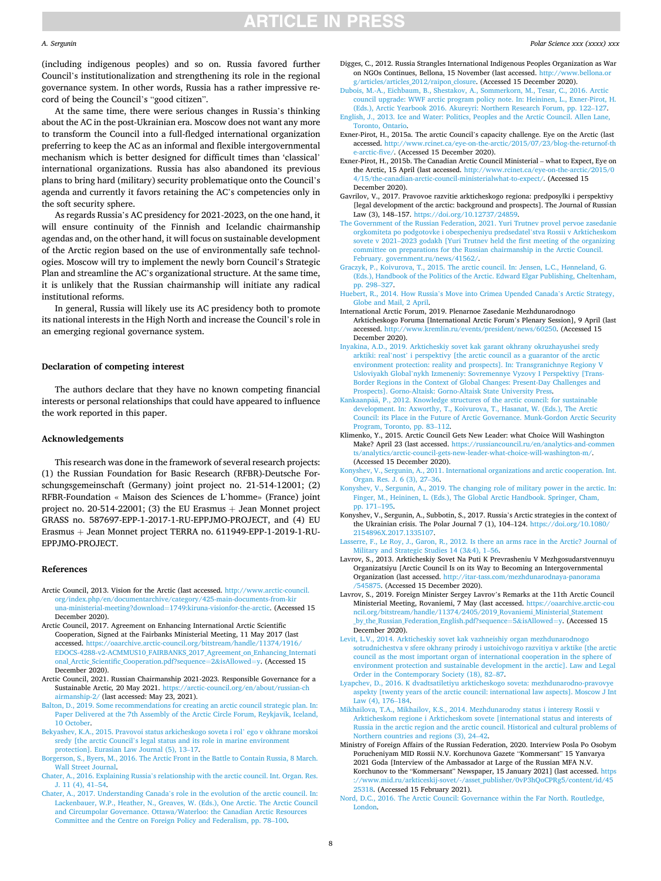(including indigenous peoples) and so on. Russia favored further Council's institutionalization and strengthening its role in the regional governance system. In other words, Russia has a rather impressive record of being the Council's "good citizen".

At the same time, there were serious changes in Russia's thinking about the AC in the post-Ukrainian era. Moscow does not want any more to transform the Council into a full-fledged international organization preferring to keep the AC as an informal and flexible intergovernmental mechanism which is better designed for difficult times than 'classical' international organizations. Russia has also abandoned its previous plans to bring hard (military) security problematique onto the Council's agenda and currently it favors retaining the AC's competencies only in the soft security sphere.

As regards Russia's AC presidency for 2021-2023, on the one hand, it will ensure continuity of the Finnish and Icelandic chairmanship agendas and, on the other hand, it will focus on sustainable development of the Arctic region based on the use of environmentally safe technologies. Moscow will try to implement the newly born Council's Strategic Plan and streamline the AC's organizational structure. At the same time, it is unlikely that the Russian chairmanship will initiate any radical institutional reforms.

In general, Russia will likely use its AC presidency both to promote its national interests in the High North and increase the Council's role in an emerging regional governance system.

## Declaration of competing interest

The authors declare that they have no known competing financial interests or personal relationships that could have appeared to influence the work reported in this paper.

## Acknowledgements

This research was done in the framework of several research projects: (1) the Russian Foundation for Basic Research (RFBR)-Deutsche Forschungsgemeinschaft (Germany) joint project no. 21-514-12001; (2) RFBR-Foundation « Maison des Sciences de L'homme» (France) joint project no. 20-514-22001; (3) the EU Erasmus + Jean Monnet project GRASS no. 587697-EPP-1-2017-1-RU-EPPJMO-PROJECT, and (4) EU Erasmus + Jean Monnet project TERRA no. 611949-EPP-1-2019-1-RU-EPPJMO-PROJECT.

## References

Arctic Council, 2013. Vision for the Arctic (last accessed. http://www.arctic-council.org/index.php/en/documentarchive/category/425-main-documents-from-kiruna-ministerial-meeting?download=1749:kiruna-visionfor-the-arctic. (Accessed 15 December 2020).

Arctic Council, 2017. Agreement on Enhancing International Arctic Scientific Cooperation, Signed at the Fairbanks Ministerial Meeting, 11 May 2017 (last accessed. https://oaarchive.arctic-council.org/bitstream/handle/11374/1916/EDOCS-4288-v2-ACMMUS10_FAIRBANKS_2017_Agreement_on_Enhancing_International_Arctic_Scientific_Cooperation.pdf?sequence=2&isAllowed=y. (Accessed 15 December 2020).

Arctic Council, 2021. Russian Chairmanship 2021-2023. Responsible Governance for a Sustainable Arctic, 20 May 2021. https://arctic-council.org/en/about/russian-chairmanship-2/ (last accessed: May 23, 2021).

Balton, D., 2019. Some recommendations for creating an arctic council strategic plan. In: Paper Delivered at the 7th Assembly of the Arctic Circle Forum, Reykjavik, Iceland, 10 October.

Bekyashev, K.A., 2015. Pravovoi status arkicheskogo soveta i rol' ego v okhrane morskoi sredy [the arctic Council's legal status and its role in marine environment protection]. Eurasian Law Journal (5), 13–17.

Borgerson, S., Byers, M., 2016. The Arctic Front in the Battle to Contain Russia, 8 March. Wall Street Journal.

Chater, A., 2016. Explaining Russia's relationship with the arctic council. Int. Organ. Res. J. 11 (4), 41–54.

Chater, A., 2017. Understanding Canada's role in the evolution of the arctic council. In: Lackenbauer, W.P., Heather, N., Greaves, W. (Eds.), One Arctic. The Arctic Council and Circumpolar Governance. Ottawa/Waterloo: the Canadian Arctic Resources Committee and the Centre on Foreign Policy and Federalism, pp. 78–100.

Digges, C., 2012. Russia Strangles International Indigenous Peoples Organization as War on NGOs Continues, Bellona, 15 November (last accessed. http://www.bellona.org/articles/articles_2012/raipon_closure. (Accessed 15 December 2020).

Dubois, M.-A., Eichbaum, B., Shestakov, A., Sommerkorn, M., Tesar, C., 2016. Arctic council upgrade: WWF arctic program policy note. In: Heininen, L., Exner-Pirot, H. (Eds.), Arctic Yearbook 2016. Akureyri: Northern Research Forum, pp. 122–127.

English, J., 2013. Ice and Water: Politics, Peoples and the Arctic Council. Allen Lane, Toronto, Ontario.

Exner-Pirot, H., 2015a. The arctic Council's capacity challenge. Eye on the Arctic (last accessed. http://www.rcinet.ca/eye-on-the-arctic/2015/07/23/blog-the-returnof-the-arctic-five/. (Accessed 15 December 2020).

Exner-Pirot, H., 2015b. The Canadian Arctic Council Ministerial – what to Expect, Eye on the Arctic, 15 April (last accessed. http://www.rcinet.ca/eye-on-the-arctic/2015/04/15/the-canadian-arctic-council-ministerialwhat-to-expect/. (Accessed 15 December 2020).

Gavrilov, V., 2017. Pravovoe razvitie arkticheskogo regiona: predposylki i perspektivy [legal development of the arctic: background and prospects]. The Journal of Russian Law (3), 148–157. https://doi.org/10.12737/24859.

The Government of the Russian Federation, 2021. Yuri Trutnev provel pervoe zasedanie orgkomiteta po podgotovke i obespecheniyu predsedatel'stva Rossii v Arkticheskom sovete v 2021–2023 godakh [Yuri Trutnev held the first meeting of the organizing committee on preparations for the Russian chairmanship in the Arctic Council. February. government.ru/news/41562/.

Graczyk, P., Koivurova, T., 2015. The arctic council. In: Jensen, L.C., Hønneland, G. (Eds.), Handbook of the Politics of the Arctic. Edward Elgar Publishing, Cheltenham, pp. 298–327.

Huebert, R., 2014. How Russia's Move into Crimea Upended Canada's Arctic Strategy, Globe and Mail, 2 April.

International Arctic Forum, 2019. Plenarnoe Zasedanie Mezhdunarodnogo Arkticheskogo Foruma [International Arctic Forum's Plenary Session], 9 April (last accessed. http://www.kremlin.ru/events/president/news/60250. (Accessed 15 December 2020).

Inyakina, A.D., 2019. Arkticheskiy sovet kak garant okhrany okruzhayushei sredy arktiki: real'nost' i perspektivy [the arctic council as a guarantor of the arctic environment protection: reality and prospects]. In: Transgranichnye Regiony V Usloviyakh Global'nykh Izmeneniy: Sovremennye Vyzovy I Perspektivy [Trans-Border Regions in the Context of Global Changes: Present-Day Challenges and Prospects]. Gorno-Altaisk: Gorno-Altaisk State University Press.

Kankaanpää, P., 2012. Knowledge structures of the arctic council: for sustainable development. In: Axworthy, T., Koivurova, T., Hasanat, W. (Eds.), The Arctic Council: its Place in the Future of Arctic Governance. Munk-Gordon Arctic Security Program, Toronto, pp. 83–112.

Klimenko, Y., 2015. Arctic Council Gets New Leader: what Choice Will Washington Make? April 23 (last accessed. https://russiancouncil.ru/en/analytics-and-comments/analytics/arctic-council-gets-new-leader-what-choice-will-washington-m/. (Accessed 15 December 2020).

Konyshev, V., Sergunin, A., 2011. International organizations and arctic cooperation. Int. Organ. Res. J. 6 (3), 27–36.

Konyshev, V., Sergunin, A., 2019. The changing role of military power in the arctic. In: Finger, M., Heininen, L. (Eds.), The Global Arctic Handbook. Springer, Cham, pp. 171–195.

Konyshev, V., Sergunin, A., Subbotin, S., 2017. Russia's Arctic strategies in the context of the Ukrainian crisis. The Polar Journal 7 (1), 104–124. https://doi.org/10.1080/2154896X.2017.1335107.

Lasserre, F., Le Roy, J., Garon, R., 2012. Is there an arms race in the Arctic? Journal of Military and Strategic Studies 14 (3&4), 1–56.

Lavrov, S., 2013. Arkticheskiy Sovet Na Puti K Prevrasheniu V Mezhgosudarstvennuyu Organizatsiyu [Arctic Council Is on its Way to Becoming an Intergovernmental Organization (last accessed. http://itar-tass.com/mezhdunarodnaya-panorama/545875. (Accessed 15 December 2020).

Lavrov, S., 2019. Foreign Minister Sergey Lavrov's Remarks at the 11th Arctic Council Ministerial Meeting, Rovaniemi, 7 May (last accessed. https://oaarchive.arctic-council.org/bitstream/handle/11374/2405/2019_Rovaniemi_Ministerial_Statement_by_the_Russian_Federation_English.pdf?sequence=5&isAllowed=y. (Accessed 15 December 2020).

Levit, L.V., 2014. Arkticheskiy sovet kak vazhneishiy organ mezhdunarodnogo sotrudnichestva v sfere okhrany prirody i ustoichivogo razvitiya v arktike [the arctic council as the most important organ of international cooperation in the sphere of environment protection and sustainable development in the arctic]. Law and Legal Order in the Contemporary Society (18), 82–87.

Lyapchev, D., 2016. K dvadtsatiletiyu arkticheskogo soveta: mezhdunarodno-pravovye aspekty [twenty years of the arctic council: international law aspects]. Moscow J Int Law (4), 176–184.

Mikhailova, T.A., Mikhailov, K.S., 2014. Mezhdunarodny status i interesy Rossii v Arkticheskom regione i Arkticheskom sovete [international status and interests of Russia in the arctic region and the arctic council. Historical and cultural problems of Northern countries and regions (3), 24–42.

Ministry of Foreign Affairs of the Russian Federation, 2020. Interview Posla Po Osobym Porucheniyam MID Rossii N.V. Korchunova Gazete "Kommersant" 15 Yanvarya 2021 Goda [Interview of the Ambassador at Large of the Russian MFA N.V. Korchunov to the "Kommersant" Newspaper, 15 January 2021] (last accessed. https://www.mid.ru/arkticeskij-sovet/-/asset_publisher/0vP3hQoCPRg5/content/id/4525318. (Accessed 15 February 2021).

Nord, D.C., 2016. The Arctic Council: Governance within the Far North. Routledge, London.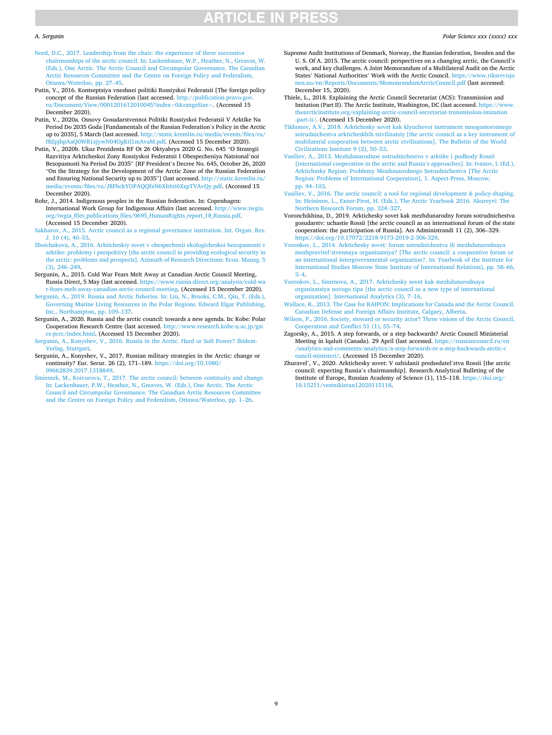Nord, D.C., 2017. Leadership from the chair: the experience of three successive chairmanships of the arctic council. In: Lackenbauer, W.P., Heather, N., Greaves, W. (Eds.), One Arctic. The Arctic Council and Circumpolar Governance. The Canadian Arctic Resources Committee and the Centre on Foreign Policy and Federalism, Ottawa/Waterloo, pp. 27–45.

Putin, V., 2016. Kontseptsiya vneshnei politiki Rossiyskoi Federatsii [The foreign policy concept of the Russian Federation (last accessed. http://publication.pravo.gov.ru/Document/View/0001201612010045?index=0&rangeSize=. (Accessed 15 December 2020).

Putin, V., 2020a. Osnovy Gosudarstvennoi Politiki Rossiyskoi Federatsii V Arktike Na Period Do 2035 Goda [Fundamentals of the Russian Federation's Policy in the Arctic up to 2035], 5 March (last accessed. http://static.kremlin.ru/media/events/files/ru/f8ZpjhpAaQ0WB1zjywN04OgKiI1mAvaM.pdf. (Accessed 15 December 2020).

Putin, V., 2020b. Ukaz Prezidenta RF Ot 26 Oktyabrya 2020 G. No. 645 "O Strategii Razvitiya Arkticheskoi Zony Rossiyskoi Federatsii I Obespecheniya Natsional'noi Bezopasnosti Na Period Do 2035" [RF President's Decree No. 645, October 26, 2020 "On the Strategy for the Development of the Arctic Zone of the Russian Federation and Ensuring National Security up to 2035"] (last accessed. http://static.kremlin.ru/media/events/files/ru/J8FhckYOPAQQfxN6Xlt6ti6XzpTVAvQy.pdf. (Accessed 15 December 2020).

Rohr, J., 2014. Indigenous peoples in the Russian federation. In: Copenhagen: International Work Group for Indigenous Affairs (last accessed. http://www.iwgia.org/iwgia_files_publications_files/0695_HumanRights_report_18_Russia.pdf. (Accessed 15 December 2020).

Sakharov, A., 2015. Arctic council as a regional governance institution. Int. Organ. Res. J. 10 (4), 40–53.

Sboichakova, A., 2016. Arkticheskiy sovet v obespechenii ekologicheskoi bezopasnosti v arktike: problemy i perspektivy [the arctic council in providing ecological security in the arctic: problems and prospects]. Azimuth of Research Directions: Econ. Manag. 5 (3), 246–249.

Sergunin, A., 2015. Cold War Fears Melt Away at Canadian Arctic Council Meeting, Russia Direct, 5 May (last accessed. https://www.russia-direct.org/analysis/cold-war-fears-melt-away-canadian-arctic-council-meeting. (Accessed 15 December 2020).

Sergunin, A., 2019. Russia and Arctic fisheries. In: Liu, N., Brooks, C.M., Qin, T. (Eds.), Governing Marine Living Resources in the Polar Regions. Edward Elgar Publishing, Inc., Northampton, pp. 109–137.

Sergunin, A., 2020. Russia and the arctic council: towards a new agenda. In: Kobe: Polar Cooperation Research Centre (last accessed. http://www.research.kobe-u.ac.jp/gsics-pcrc/index.html. (Accessed 15 December 2020).

Sergunin, A., Konyshev, V., 2016. Russia in the Arctic. Hard or Soft Power? Ibidem-Verlag, Stuttgart.

Sergunin, A., Konyshev, V., 2017. Russian military strategies in the Arctic: change or continuity? Eur. Secur. 26 (2), 171–189. https://doi.org/10.1080/09662839.2017.1318849.

Śmieszek, M., Koivurova, T., 2017. The arctic council: between continuity and change. In: Lackenbauer, P.W., Heather, N., Greaves, W. (Eds.), One Arctic. The Arctic Council and Circumpolar Governance. The Canadian Arctic Resources Committee and the Centre on Foreign Policy and Federalism, Ottawa/Waterloo, pp. 1–26.

Supreme Audit Institutions of Denmark, Norway, the Russian federation, Sweden and the U. S. Of A. 2015. The arctic council: perspectives on a changing arctic, the Council's work, and key challenges. A Joint Memorandum of a Multilateral Audit on the Arctic States' National Authorities' Work with the Arctic Council. https://www.riksrevisjonen.no/en/Reports/Documents/MemonrandumArcticCouncil.pdf (last accessed: December 15, 2020).

Thiele, L., 2018. Explaining the Arctic Council Secretariat (ACS): Transmission and Imitation (Part II). The Arctic Institute, Washington, DC (last accessed. https://www.thearcticinstitute.org/explaining-arctic-council-secretariat-transmission-imitation-part-ii/. (Accessed 15 December 2020).

Tikhonov, A.V., 2018. Arktichesky sovet kak klyuchevoi instrument mnogostoronnego sotrudnichestva arkticheskhih tsivilizatsiy [the arctic council as a key instrument of multilateral cooperation between arctic civilizations]. The Bulletin of the World Civilizations Institute 9 (2), 50–53.

Vasiliev, A., 2013. Mezhdunarodnoe sotrudnichestvo v arktike i podhody Rossii [international cooperation in the arctic and Russia's approaches]. In: Ivanov, I. (Ed.), Arktichesky Region: Problemy Mezdunarodnogo Sotrudnichestva [The Arctic Region: Problems of International Cooperation], 1. Aspect-Press, Moscow, pp. 94–103.

Vasiliev, V., 2016. The arctic council: a tool for regional development & policy-shaping. In: Heininen, L., Exner-Pirot, H. (Eds.), The Arctic Yearbook 2016. Akureyri: The Northern Research Forum, pp. 324–327.

Voronchikhina, D., 2019. Arktichesky sovet kak mezhdunarodny forum sotrudnichestva gosudarstv: uchastie Rossii [the arctic council as an international forum of the state cooperation: the participation of Russia]. Ars Administrandi 11 (2), 306–329. https://doi.org/10.17072/2218-9173-2019-2-306-329.

Voronkov, L., 2014. Arktichesky sovet: forum sotrudnichestva ili mezhdunarodnaya mezhpravitel'stvennaya organizatsiya? [The arctic council: a cooperative forum or an international intergovernmental organization?. In: Yearbook of the Institute for International Studies Moscow State Institute of International Relations), pp. 58–66, 3–4.

Voronkov, L., Smirnova, A., 2017. Arktichesky sovet kak mezhdunarodnaya organizatsiya novogo tipa [the arctic council as a new type of international organization]. International Analytics (3), 7–16.

Wallace, R., 2013. The Case for RAIPON: Implications for Canada and the Arctic Council. Canadian Defense and Foreign Affairs Institute, Calgary, Alberta.

Wilson, P., 2016. Society, steward or security actor? Three visions of the Arctic Council, Cooperation and Conflict 51 (1), 55–74.

Zagorsky, A., 2015. A step forwards, or a step backwards? Arctic Council Ministerial Meeting in Iqaluit (Canada). 29 April (last accessed. https://russiancouncil.ru/en/analytics-and-comments/analytics/a-step-forwards-or-a-step-backwards-arctic-council-ministeri/. (Accessed 15 December 2020).

Zhuravel', V., 2020. Arktichesky sovet: V ozhidanii predsedatel'stva Rossii [the arctic council: expecting Russia's chairmanship]. Research-Analytical Bulleting of the Institute of Europe, Russian Academy of Science (1), 115–118. https://doi.org/10.15211/vestnikieran12020115118.